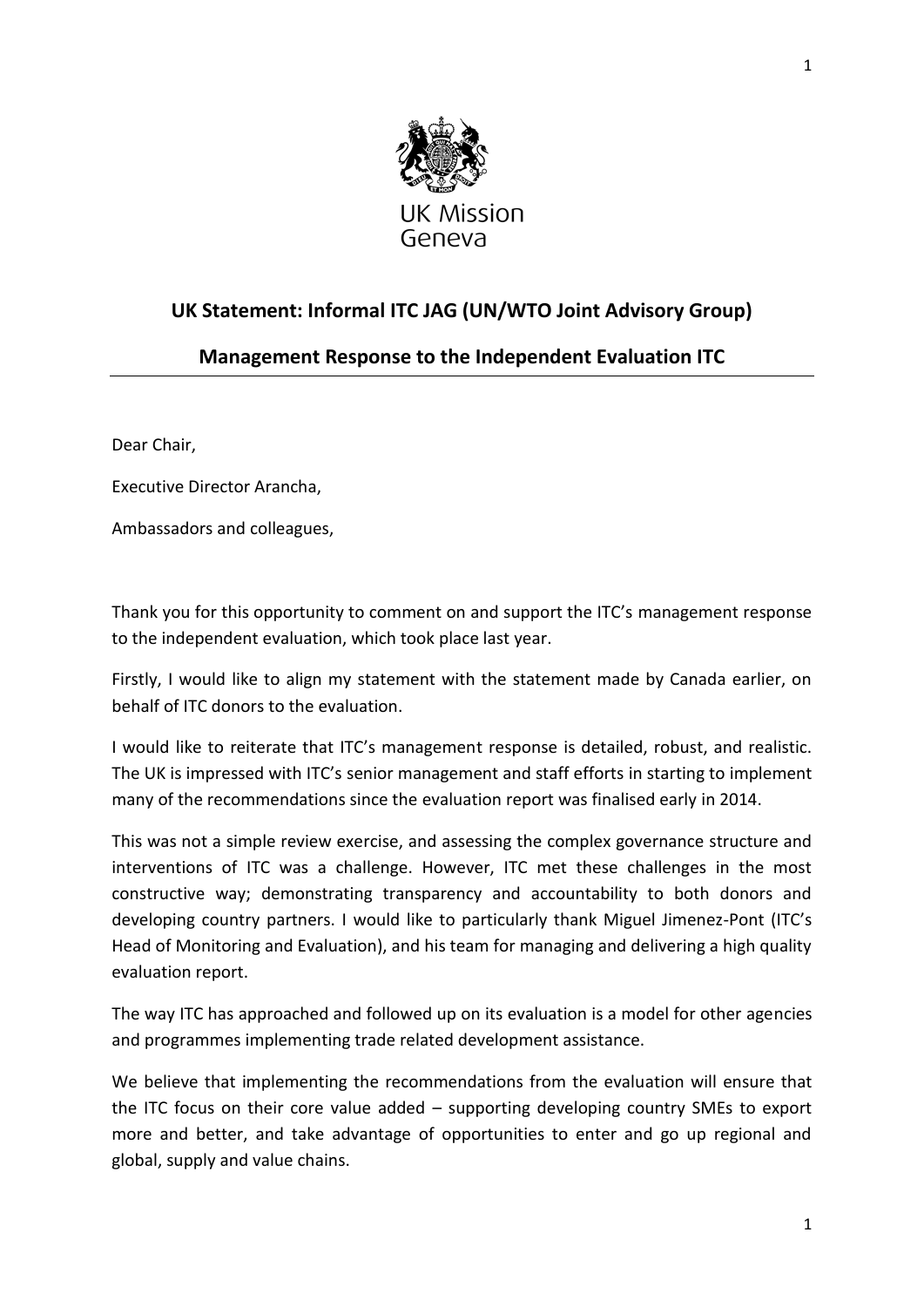UK Mission Geneva

## UK Statement: Informal ITC JAG (UN/WTO Joint Advisory Group)

## Management Response to the Independent Evaluation ITC

Dear Chair,

Executive Director Arancha,

Ambassadors and colleagues,

Thank you for this opportunity to comment on and support the ITC's management response to the independent evaluation, which took place last year.

Firstly, I would like to align my statement with the statement made by Canada earlier, on behalf of ITC donors to the evaluation.

I would like to reiterate that ITC's management response is detailed, robust, and realistic. The UK is impressed with ITC's senior management and staff efforts in starting to implement many of the recommendations since the evaluation report was finalised early in 2014.

This was not a simple review exercise, and assessing the complex governance structure and interventions of ITC was a challenge. However, ITC met these challenges in the most constructive way; demonstrating transparency and accountability to both donors and developing country partners. I would like to particularly thank Miguel Jimenez-Pont (ITC's Head of Monitoring and Evaluation), and his team for managing and delivering a high quality evaluation report.

The way ITC has approached and followed up on its evaluation is a model for other agencies and programmes implementing trade related development assistance.

We believe that implementing the recommendations from the evaluation will ensure that the ITC focus on their core value added – supporting developing country SMEs to export more and better, and take advantage of opportunities to enter and go up regional and global, supply and value chains.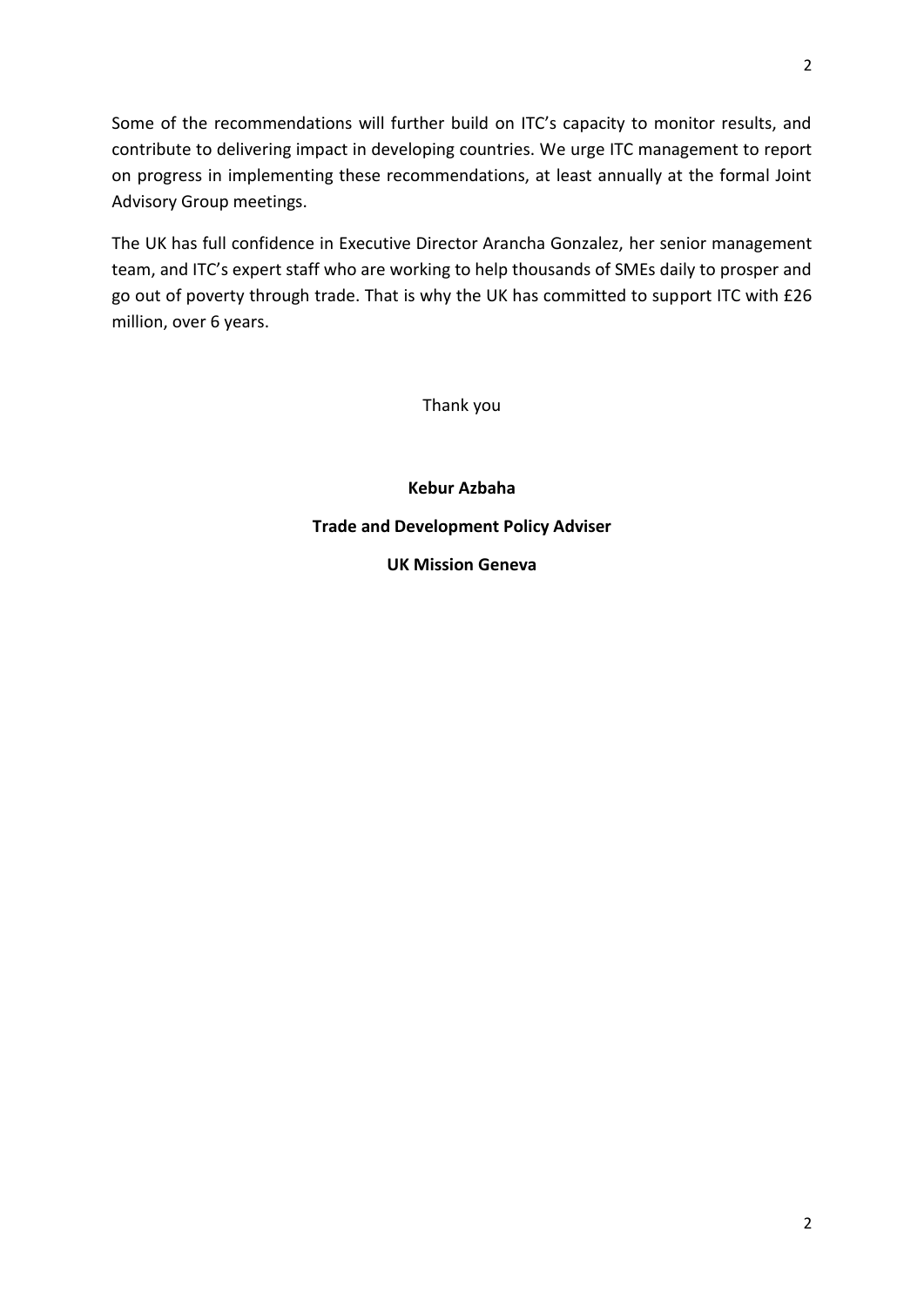Some of the recommendations will further build on ITC's capacity to monitor results, and contribute to delivering impact in developing countries. We urge ITC management to report on progress in implementing these recommendations, at least annually at the formal Joint Advisory Group meetings.

The UK has full confidence in Executive Director Arancha Gonzalez, her senior management team, and ITC's expert staff who are working to help thousands of SMEs daily to prosper and go out of poverty through trade. That is why the UK has committed to support ITC with £26 million, over 6 years.

Thank you

**Kebur Azbaha**

**Trade and Development Policy Adviser**

**UK Mission Geneva**